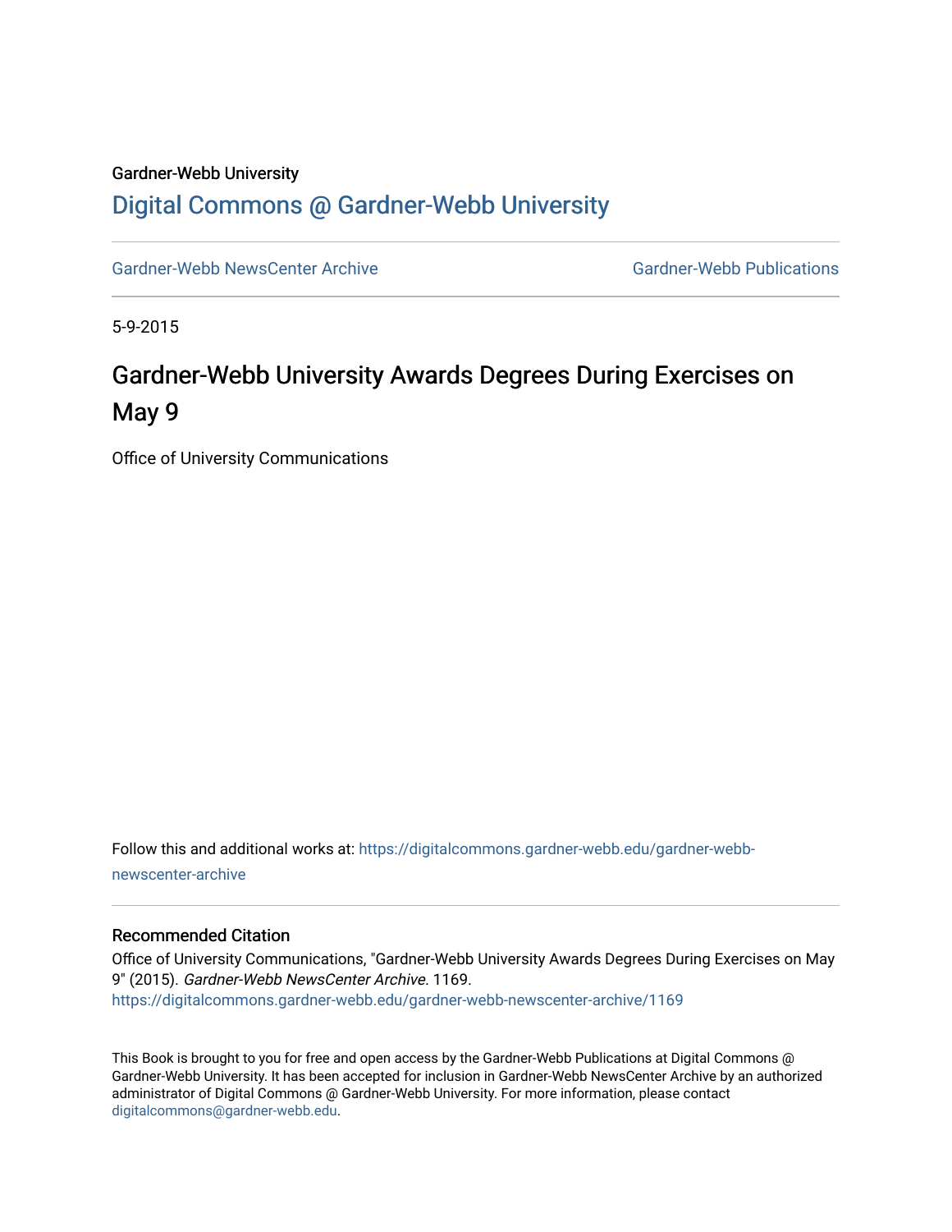Gardner-Webb University

# Digital Commons @ Gardner-Webb University

Gardner-Webb NewsCenter Archive | Gardner-Webb Publications

5-9-2015

# Gardner-Webb University Awards Degrees During Exercises on May 9

Office of University Communications

Follow this and additional works at: https://digitalcommons.gardner-webb.edu/gardner-webb-newscenter-archive

## Recommended Citation

Office of University Communications, "Gardner-Webb University Awards Degrees During Exercises on May 9" (2015). *Gardner-Webb NewsCenter Archive*. 1169.
https://digitalcommons.gardner-webb.edu/gardner-webb-newscenter-archive/1169

This Book is brought to you for free and open access by the Gardner-Webb Publications at Digital Commons @ Gardner-Webb University. It has been accepted for inclusion in Gardner-Webb NewsCenter Archive by an authorized administrator of Digital Commons @ Gardner-Webb University. For more information, please contact digitalcommons@gardner-webb.edu.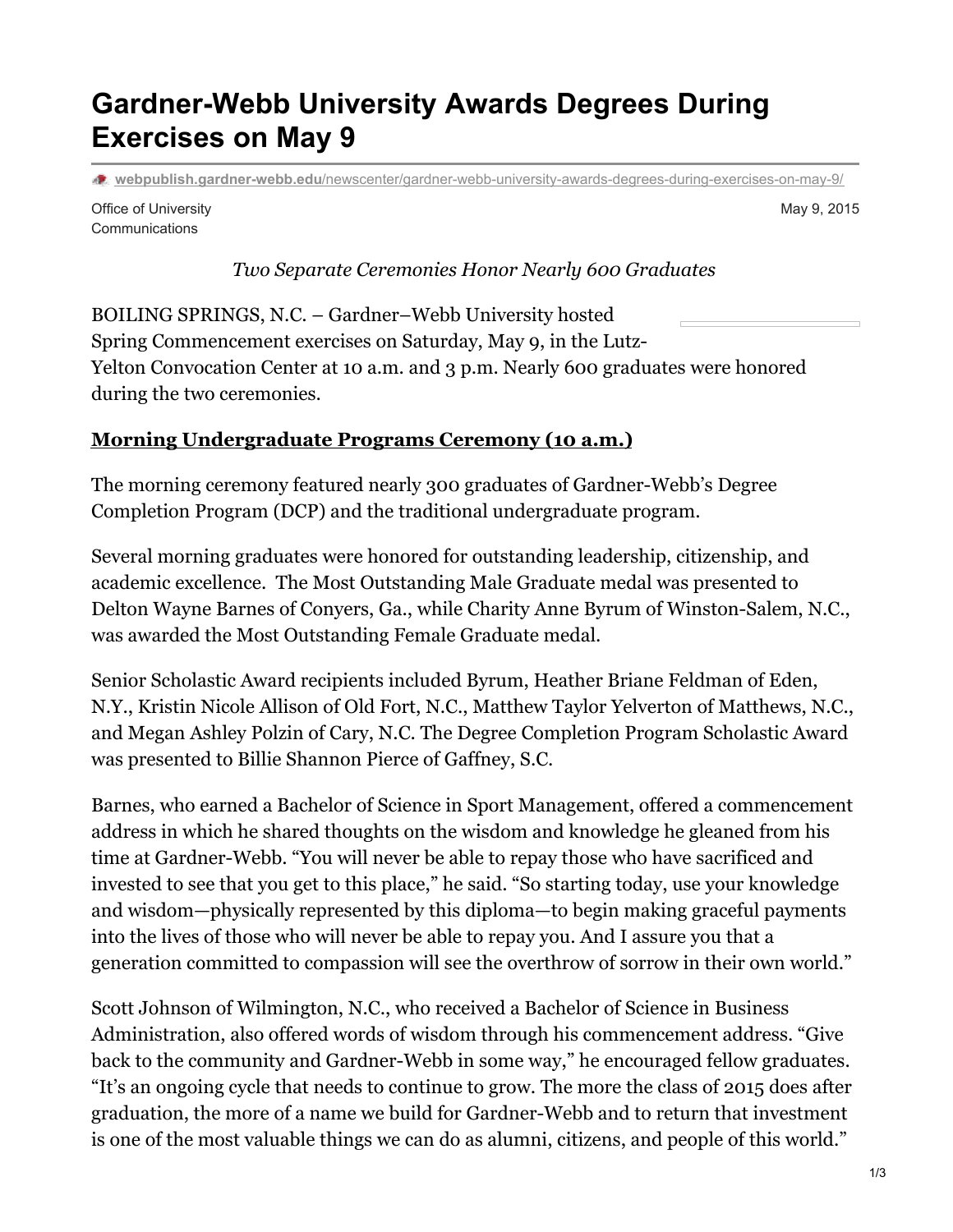# Gardner-Webb University Awards Degrees During Exercises on May 9

webpublish.gardner-webb.edu/newscenter/gardner-webb-university-awards-degrees-during-exercises-on-may-9/

Office of University Communications

May 9, 2015

*Two Separate Ceremonies Honor Nearly 600 Graduates*

BOILING SPRINGS, N.C. – Gardner–Webb University hosted Spring Commencement exercises on Saturday, May 9, in the Lutz-Yelton Convocation Center at 10 a.m. and 3 p.m. Nearly 600 graduates were honored during the two ceremonies.

**Morning Undergraduate Programs Ceremony (10 a.m.)**

The morning ceremony featured nearly 300 graduates of Gardner-Webb's Degree Completion Program (DCP) and the traditional undergraduate program.

Several morning graduates were honored for outstanding leadership, citizenship, and academic excellence. The Most Outstanding Male Graduate medal was presented to Delton Wayne Barnes of Conyers, Ga., while Charity Anne Byrum of Winston-Salem, N.C., was awarded the Most Outstanding Female Graduate medal.

Senior Scholastic Award recipients included Byrum, Heather Briane Feldman of Eden, N.Y., Kristin Nicole Allison of Old Fort, N.C., Matthew Taylor Yelverton of Matthews, N.C., and Megan Ashley Polzin of Cary, N.C. The Degree Completion Program Scholastic Award was presented to Billie Shannon Pierce of Gaffney, S.C.

Barnes, who earned a Bachelor of Science in Sport Management, offered a commencement address in which he shared thoughts on the wisdom and knowledge he gleaned from his time at Gardner-Webb. "You will never be able to repay those who have sacrificed and invested to see that you get to this place," he said. "So starting today, use your knowledge and wisdom—physically represented by this diploma—to begin making graceful payments into the lives of those who will never be able to repay you. And I assure you that a generation committed to compassion will see the overthrow of sorrow in their own world."

Scott Johnson of Wilmington, N.C., who received a Bachelor of Science in Business Administration, also offered words of wisdom through his commencement address. "Give back to the community and Gardner-Webb in some way," he encouraged fellow graduates. "It's an ongoing cycle that needs to continue to grow. The more the class of 2015 does after graduation, the more of a name we build for Gardner-Webb and to return that investment is one of the most valuable things we can do as alumni, citizens, and people of this world."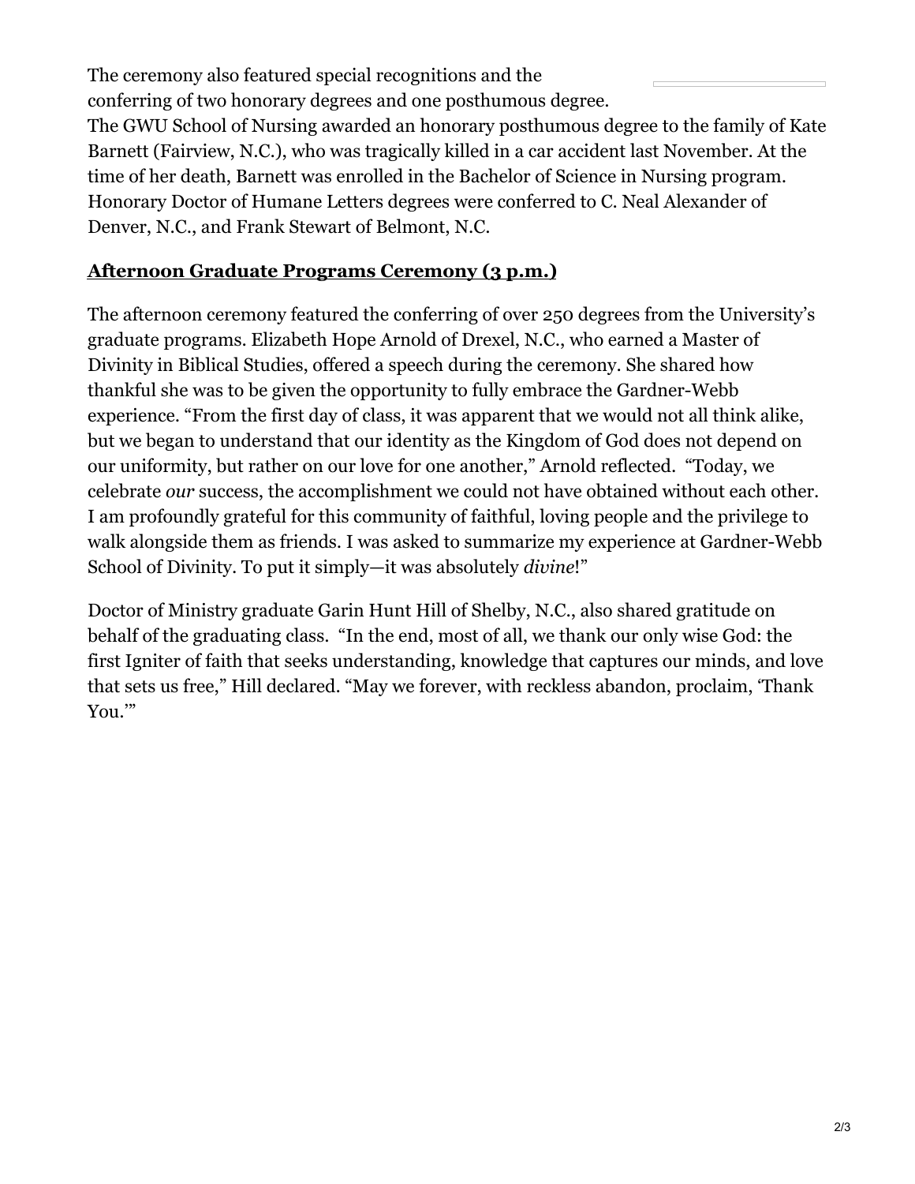The ceremony also featured special recognitions and the conferring of two honorary degrees and one posthumous degree. The GWU School of Nursing awarded an honorary posthumous degree to the family of Kate Barnett (Fairview, N.C.), who was tragically killed in a car accident last November. At the time of her death, Barnett was enrolled in the Bachelor of Science in Nursing program. Honorary Doctor of Humane Letters degrees were conferred to C. Neal Alexander of Denver, N.C., and Frank Stewart of Belmont, N.C.

## Afternoon Graduate Programs Ceremony (3 p.m.)

The afternoon ceremony featured the conferring of over 250 degrees from the University's graduate programs. Elizabeth Hope Arnold of Drexel, N.C., who earned a Master of Divinity in Biblical Studies, offered a speech during the ceremony. She shared how thankful she was to be given the opportunity to fully embrace the Gardner-Webb experience. "From the first day of class, it was apparent that we would not all think alike, but we began to understand that our identity as the Kingdom of God does not depend on our uniformity, but rather on our love for one another," Arnold reflected. "Today, we celebrate *our* success, the accomplishment we could not have obtained without each other. I am profoundly grateful for this community of faithful, loving people and the privilege to walk alongside them as friends. I was asked to summarize my experience at Gardner-Webb School of Divinity. To put it simply—it was absolutely *divine*!"

Doctor of Ministry graduate Garin Hunt Hill of Shelby, N.C., also shared gratitude on behalf of the graduating class. "In the end, most of all, we thank our only wise God: the first Igniter of faith that seeks understanding, knowledge that captures our minds, and love that sets us free," Hill declared. "May we forever, with reckless abandon, proclaim, 'Thank You.'"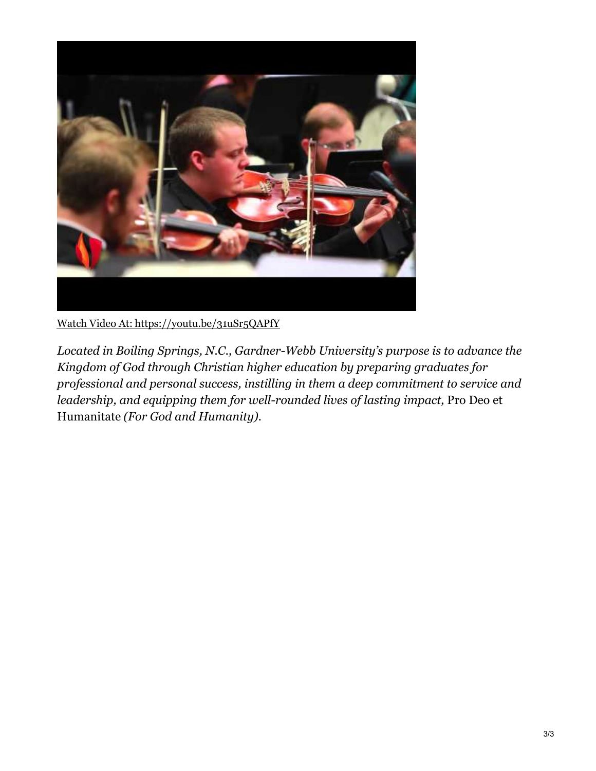Watch Video At: https://youtu.be/31uSr5QAPfY

*Located in Boiling Springs, N.C., Gardner-Webb University's purpose is to advance the Kingdom of God through Christian higher education by preparing graduates for professional and personal success, instilling in them a deep commitment to service and leadership, and equipping them for well-rounded lives of lasting impact,* Pro Deo et Humanitate *(For God and Humanity).*